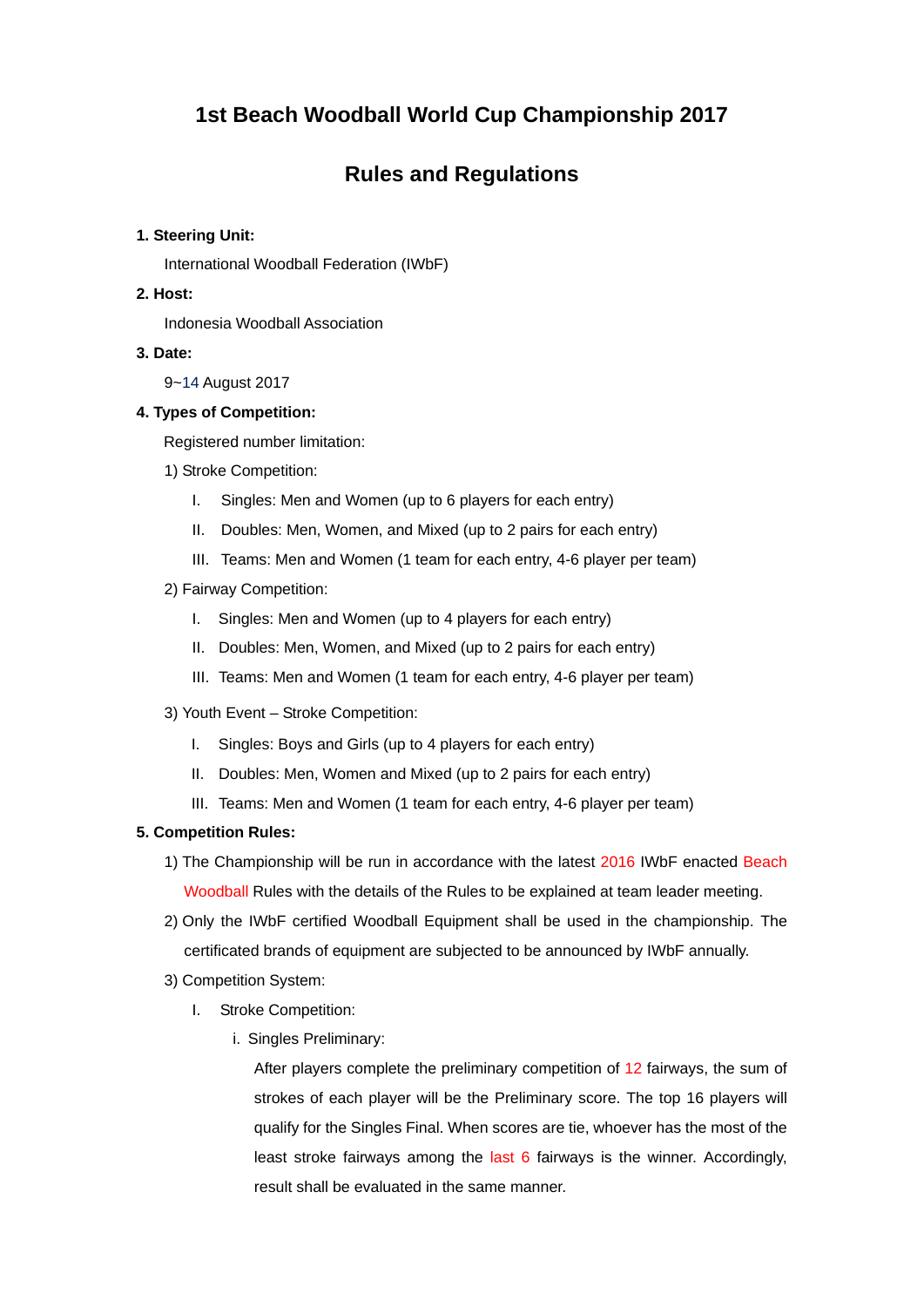# 1st Beach Woodball World Cup Championship 2017

## Rules and Regulations

**1. Steering Unit:**

International Woodball Federation (IWbF)

**2. Host:**

Indonesia Woodball Association

**3. Date:**

9~14 August 2017

**4. Types of Competition:**

Registered number limitation:

1) Stroke Competition:

I. Singles: Men and Women (up to 6 players for each entry)

II. Doubles: Men, Women, and Mixed (up to 2 pairs for each entry)

III. Teams: Men and Women (1 team for each entry, 4-6 player per team)

2) Fairway Competition:

I. Singles: Men and Women (up to 4 players for each entry)

II. Doubles: Men, Women, and Mixed (up to 2 pairs for each entry)

III. Teams: Men and Women (1 team for each entry, 4-6 player per team)

3) Youth Event – Stroke Competition:

I. Singles: Boys and Girls (up to 4 players for each entry)

II. Doubles: Men, Women and Mixed (up to 2 pairs for each entry)

III. Teams: Men and Women (1 team for each entry, 4-6 player per team)

**5. Competition Rules:**

1) The Championship will be run in accordance with the latest 2016 IWbF enacted Beach Woodball Rules with the details of the Rules to be explained at team leader meeting.

2) Only the IWbF certified Woodball Equipment shall be used in the championship. The certificated brands of equipment are subjected to be announced by IWbF annually.

3) Competition System:

I. Stroke Competition:

i. Singles Preliminary:

After players complete the preliminary competition of 12 fairways, the sum of strokes of each player will be the Preliminary score. The top 16 players will qualify for the Singles Final. When scores are tie, whoever has the most of the least stroke fairways among the last 6 fairways is the winner. Accordingly, result shall be evaluated in the same manner.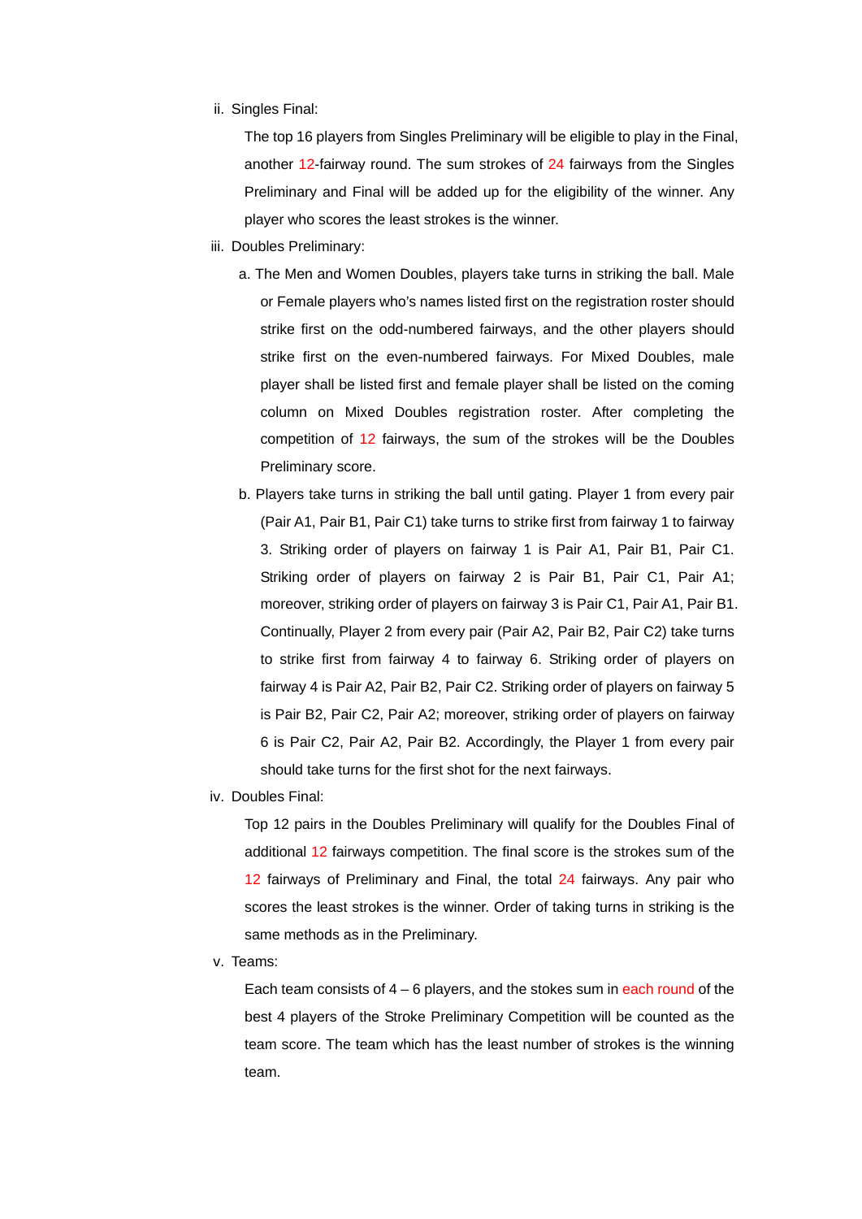ii. Singles Final:

The top 16 players from Singles Preliminary will be eligible to play in the Final, another 12-fairway round. The sum strokes of 24 fairways from the Singles Preliminary and Final will be added up for the eligibility of the winner. Any player who scores the least strokes is the winner.

iii. Doubles Preliminary:

a. The Men and Women Doubles, players take turns in striking the ball. Male or Female players who's names listed first on the registration roster should strike first on the odd-numbered fairways, and the other players should strike first on the even-numbered fairways. For Mixed Doubles, male player shall be listed first and female player shall be listed on the coming column on Mixed Doubles registration roster. After completing the competition of 12 fairways, the sum of the strokes will be the Doubles Preliminary score.

b. Players take turns in striking the ball until gating. Player 1 from every pair (Pair A1, Pair B1, Pair C1) take turns to strike first from fairway 1 to fairway 3. Striking order of players on fairway 1 is Pair A1, Pair B1, Pair C1. Striking order of players on fairway 2 is Pair B1, Pair C1, Pair A1; moreover, striking order of players on fairway 3 is Pair C1, Pair A1, Pair B1. Continually, Player 2 from every pair (Pair A2, Pair B2, Pair C2) take turns to strike first from fairway 4 to fairway 6. Striking order of players on fairway 4 is Pair A2, Pair B2, Pair C2. Striking order of players on fairway 5 is Pair B2, Pair C2, Pair A2; moreover, striking order of players on fairway 6 is Pair C2, Pair A2, Pair B2. Accordingly, the Player 1 from every pair should take turns for the first shot for the next fairways.

iv. Doubles Final:

Top 12 pairs in the Doubles Preliminary will qualify for the Doubles Final of additional 12 fairways competition. The final score is the strokes sum of the 12 fairways of Preliminary and Final, the total 24 fairways. Any pair who scores the least strokes is the winner. Order of taking turns in striking is the same methods as in the Preliminary.

v. Teams:

Each team consists of 4 – 6 players, and the stokes sum in each round of the best 4 players of the Stroke Preliminary Competition will be counted as the team score. The team which has the least number of strokes is the winning team.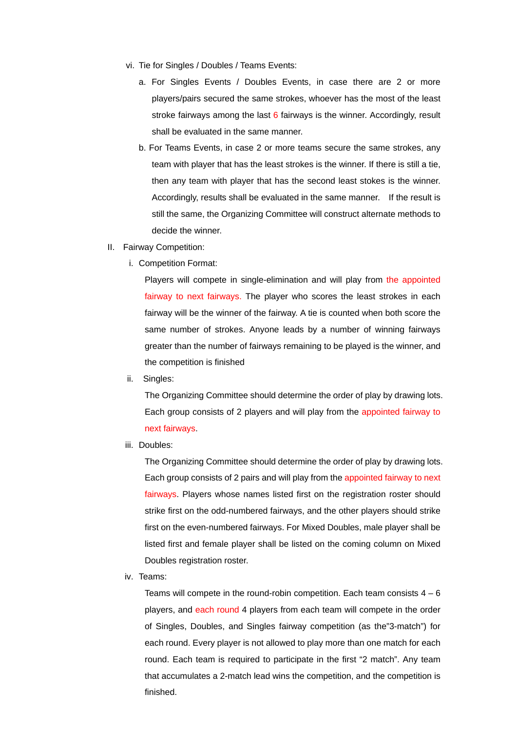vi. Tie for Singles / Doubles / Teams Events:

a. For Singles Events / Doubles Events, in case there are 2 or more players/pairs secured the same strokes, whoever has the most of the least stroke fairways among the last 6 fairways is the winner. Accordingly, result shall be evaluated in the same manner.

b. For Teams Events, in case 2 or more teams secure the same strokes, any team with player that has the least strokes is the winner. If there is still a tie, then any team with player that has the second least stokes is the winner. Accordingly, results shall be evaluated in the same manner. If the result is still the same, the Organizing Committee will construct alternate methods to decide the winner.

II. Fairway Competition:

i. Competition Format:

Players will compete in single-elimination and will play from the appointed fairway to next fairways. The player who scores the least strokes in each fairway will be the winner of the fairway. A tie is counted when both score the same number of strokes. Anyone leads by a number of winning fairways greater than the number of fairways remaining to be played is the winner, and the competition is finished

ii. Singles:

The Organizing Committee should determine the order of play by drawing lots. Each group consists of 2 players and will play from the appointed fairway to next fairways.

iii. Doubles:

The Organizing Committee should determine the order of play by drawing lots. Each group consists of 2 pairs and will play from the appointed fairway to next fairways. Players whose names listed first on the registration roster should strike first on the odd-numbered fairways, and the other players should strike first on the even-numbered fairways. For Mixed Doubles, male player shall be listed first and female player shall be listed on the coming column on Mixed Doubles registration roster.

iv. Teams:

Teams will compete in the round-robin competition. Each team consists 4 – 6 players, and each round 4 players from each team will compete in the order of Singles, Doubles, and Singles fairway competition (as the"3-match") for each round. Every player is not allowed to play more than one match for each round. Each team is required to participate in the first “2 match”. Any team that accumulates a 2-match lead wins the competition, and the competition is finished.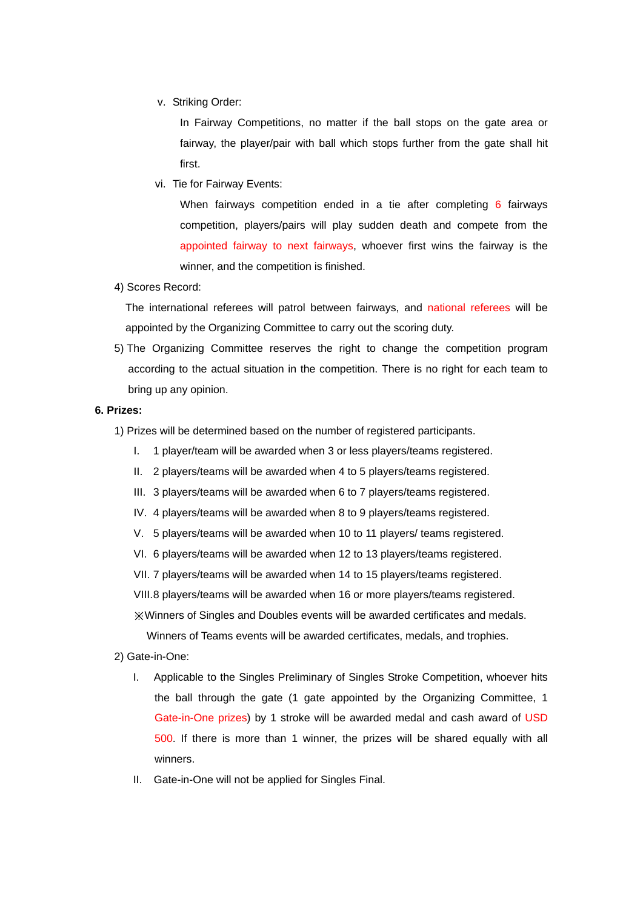v. Striking Order:

In Fairway Competitions, no matter if the ball stops on the gate area or fairway, the player/pair with ball which stops further from the gate shall hit first.

vi. Tie for Fairway Events:

When fairways competition ended in a tie after completing 6 fairways competition, players/pairs will play sudden death and compete from the appointed fairway to next fairways, whoever first wins the fairway is the winner, and the competition is finished.

4) Scores Record:

The international referees will patrol between fairways, and national referees will be appointed by the Organizing Committee to carry out the scoring duty.

5) The Organizing Committee reserves the right to change the competition program according to the actual situation in the competition. There is no right for each team to bring up any opinion.

**6. Prizes:**

1) Prizes will be determined based on the number of registered participants.

I. 1 player/team will be awarded when 3 or less players/teams registered.

II. 2 players/teams will be awarded when 4 to 5 players/teams registered.

III. 3 players/teams will be awarded when 6 to 7 players/teams registered.

IV. 4 players/teams will be awarded when 8 to 9 players/teams registered.

V. 5 players/teams will be awarded when 10 to 11 players/ teams registered.

VI. 6 players/teams will be awarded when 12 to 13 players/teams registered.

VII. 7 players/teams will be awarded when 14 to 15 players/teams registered.

VIII. 8 players/teams will be awarded when 16 or more players/teams registered.

※Winners of Singles and Doubles events will be awarded certificates and medals. Winners of Teams events will be awarded certificates, medals, and trophies.

2) Gate-in-One:

I. Applicable to the Singles Preliminary of Singles Stroke Competition, whoever hits the ball through the gate (1 gate appointed by the Organizing Committee, 1 Gate-in-One prizes) by 1 stroke will be awarded medal and cash award of USD 500. If there is more than 1 winner, the prizes will be shared equally with all winners.

II. Gate-in-One will not be applied for Singles Final.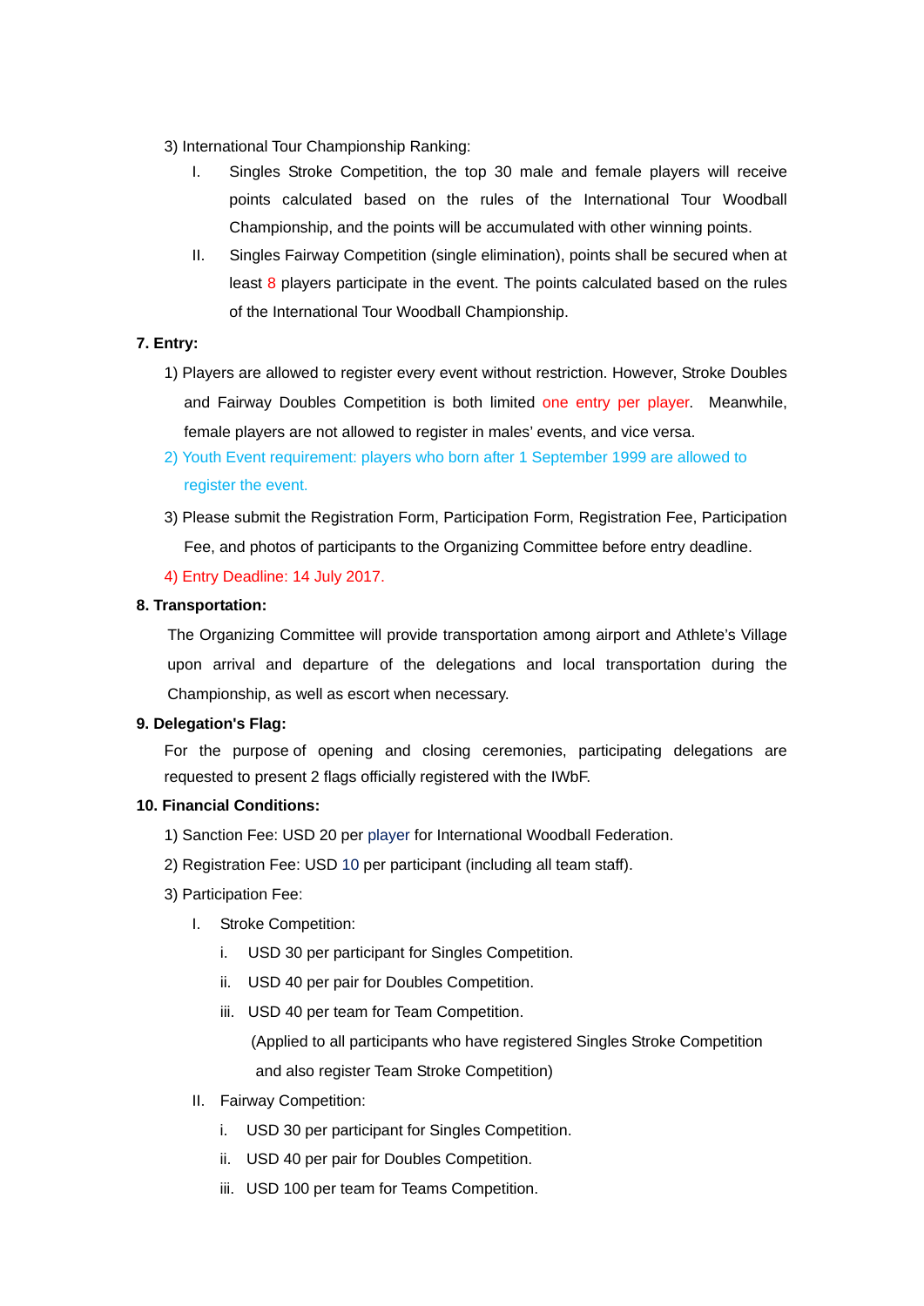3) International Tour Championship Ranking:

I. Singles Stroke Competition, the top 30 male and female players will receive points calculated based on the rules of the International Tour Woodball Championship, and the points will be accumulated with other winning points.

II. Singles Fairway Competition (single elimination), points shall be secured when at least 8 players participate in the event. The points calculated based on the rules of the International Tour Woodball Championship.

**7. Entry:**

1) Players are allowed to register every event without restriction. However, Stroke Doubles and Fairway Doubles Competition is both limited one entry per player. Meanwhile, female players are not allowed to register in males' events, and vice versa.

2) Youth Event requirement: players who born after 1 September 1999 are allowed to register the event.

3) Please submit the Registration Form, Participation Form, Registration Fee, Participation Fee, and photos of participants to the Organizing Committee before entry deadline.

4) Entry Deadline: 14 July 2017.

**8. Transportation:**

The Organizing Committee will provide transportation among airport and Athlete's Village upon arrival and departure of the delegations and local transportation during the Championship, as well as escort when necessary.

**9. Delegation's Flag:**

For the purpose of opening and closing ceremonies, participating delegations are requested to present 2 flags officially registered with the IWbF.

**10. Financial Conditions:**

1) Sanction Fee: USD 20 per player for International Woodball Federation.

2) Registration Fee: USD 10 per participant (including all team staff).

3) Participation Fee:

I. Stroke Competition:

i. USD 30 per participant for Singles Competition.

ii. USD 40 per pair for Doubles Competition.

iii. USD 40 per team for Team Competition.

(Applied to all participants who have registered Singles Stroke Competition and also register Team Stroke Competition)

II. Fairway Competition:

i. USD 30 per participant for Singles Competition.

ii. USD 40 per pair for Doubles Competition.

iii. USD 100 per team for Teams Competition.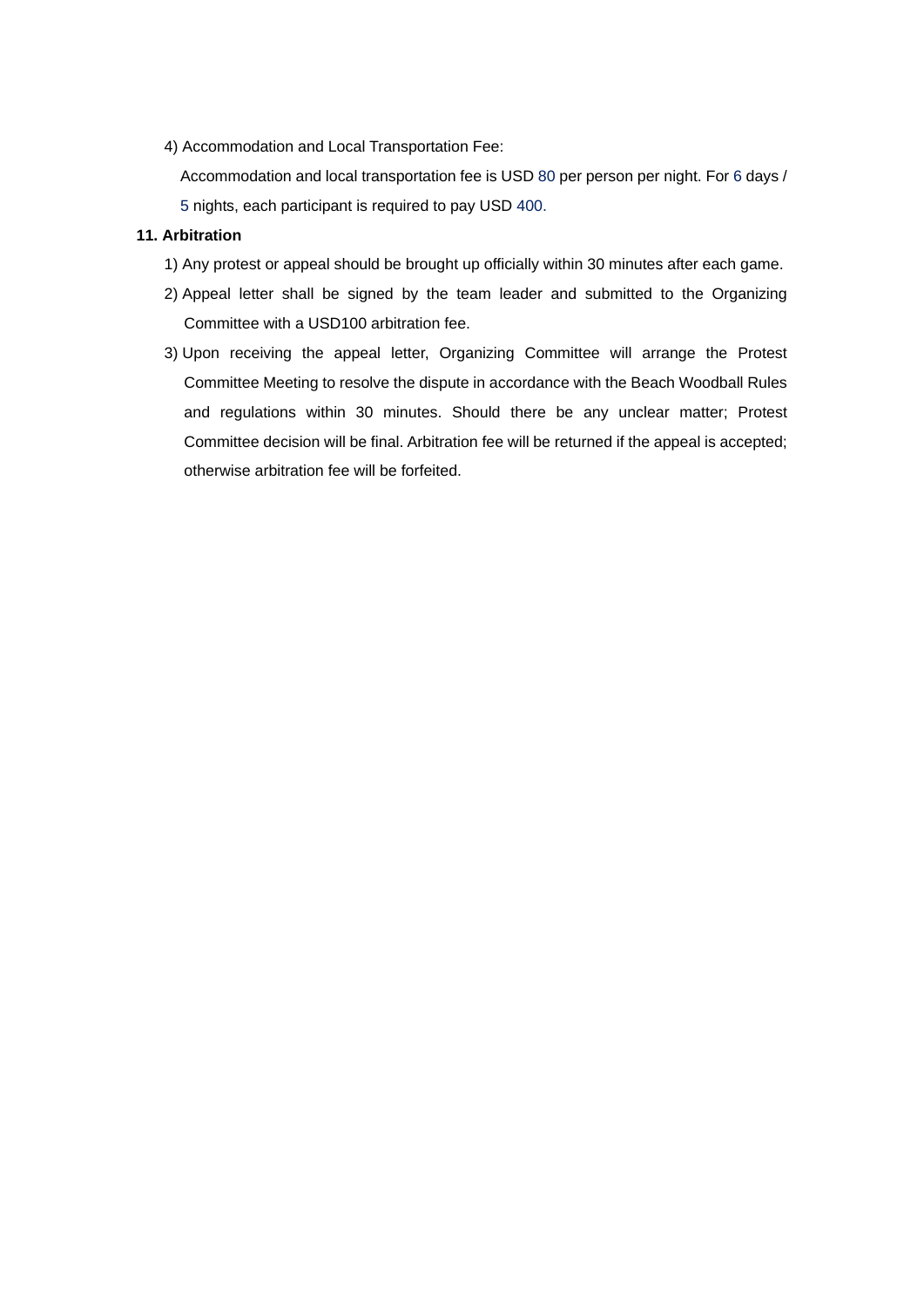4) Accommodation and Local Transportation Fee:

Accommodation and local transportation fee is USD 80 per person per night. For 6 days / 5 nights, each participant is required to pay USD 400.

**11. Arbitration**

1) Any protest or appeal should be brought up officially within 30 minutes after each game.

2) Appeal letter shall be signed by the team leader and submitted to the Organizing Committee with a USD100 arbitration fee.

3) Upon receiving the appeal letter, Organizing Committee will arrange the Protest Committee Meeting to resolve the dispute in accordance with the Beach Woodball Rules and regulations within 30 minutes. Should there be any unclear matter; Protest Committee decision will be final. Arbitration fee will be returned if the appeal is accepted; otherwise arbitration fee will be forfeited.